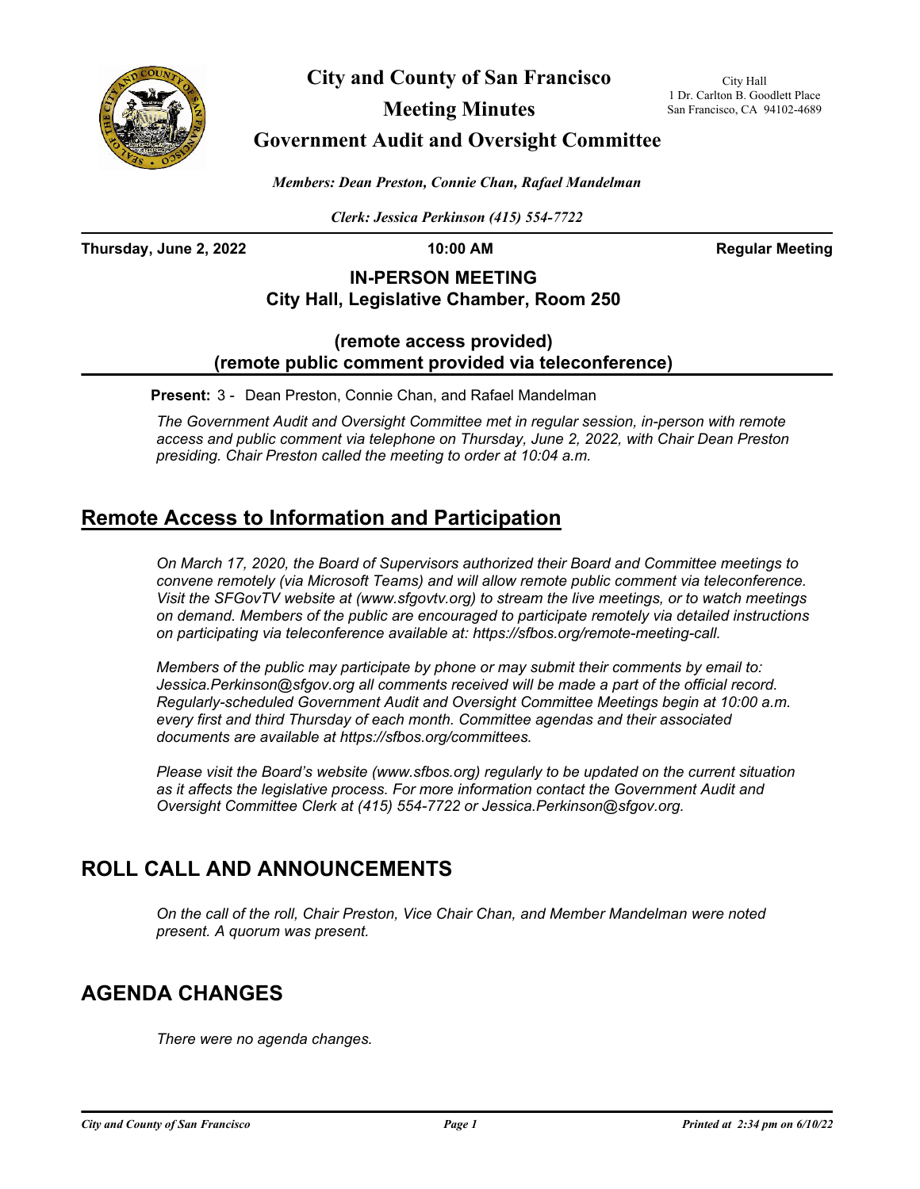# City and County of San Francisco

## Meeting Minutes

## Government Audit and Oversight Committee

City Hall
1 Dr. Carlton B. Goodlett Place
San Francisco, CA 94102-4689

*Members: Dean Preston, Connie Chan, Rafael Mandelman*

*Clerk: Jessica Perkinson (415) 554-7722*

**Thursday, June 2, 2022** **10:00 AM** **Regular Meeting**

**IN-PERSON MEETING**
**City Hall, Legislative Chamber, Room 250**

**(remote access provided)**
**(remote public comment provided via teleconference)**

**Present:** 3 - Dean Preston, Connie Chan, and Rafael Mandelman

*The Government Audit and Oversight Committee met in regular session, in-person with remote access and public comment via telephone on Thursday, June 2, 2022, with Chair Dean Preston presiding. Chair Preston called the meeting to order at 10:04 a.m.*

## Remote Access to Information and Participation

*On March 17, 2020, the Board of Supervisors authorized their Board and Committee meetings to convene remotely (via Microsoft Teams) and will allow remote public comment via teleconference. Visit the SFGovTV website at (www.sfgovtv.org) to stream the live meetings, or to watch meetings on demand. Members of the public are encouraged to participate remotely via detailed instructions on participating via teleconference available at: https://sfbos.org/remote-meeting-call.*

*Members of the public may participate by phone or may submit their comments by email to: Jessica.Perkinson@sfgov.org all comments received will be made a part of the official record. Regularly-scheduled Government Audit and Oversight Committee Meetings begin at 10:00 a.m. every first and third Thursday of each month. Committee agendas and their associated documents are available at https://sfbos.org/committees.*

*Please visit the Board's website (www.sfbos.org) regularly to be updated on the current situation as it affects the legislative process. For more information contact the Government Audit and Oversight Committee Clerk at (415) 554-7722 or Jessica.Perkinson@sfgov.org.*

## ROLL CALL AND ANNOUNCEMENTS

*On the call of the roll, Chair Preston, Vice Chair Chan, and Member Mandelman were noted present. A quorum was present.*

## AGENDA CHANGES

*There were no agenda changes.*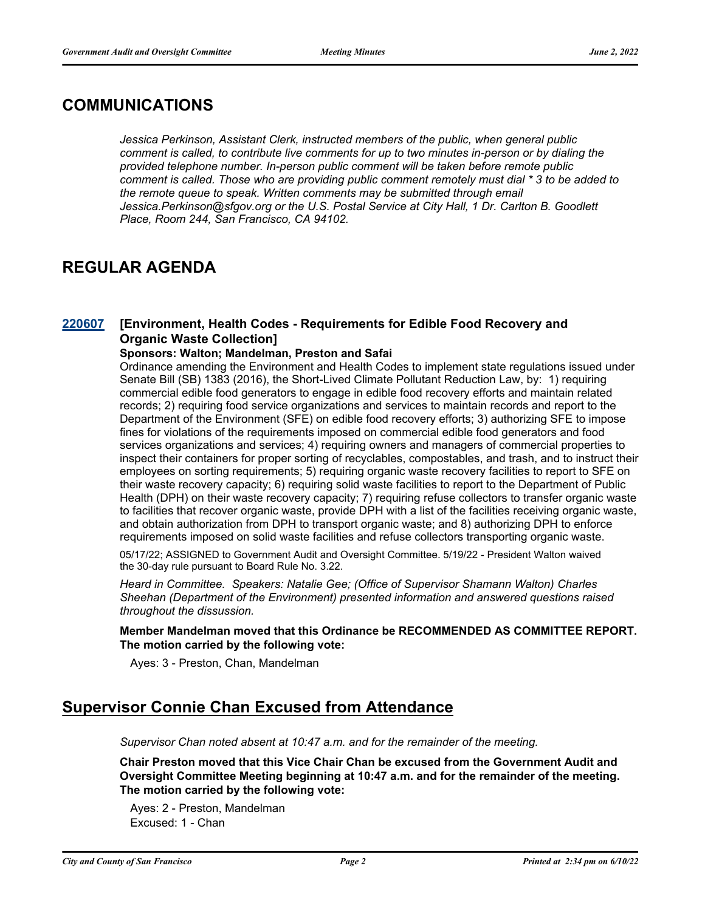## COMMUNICATIONS

*Jessica Perkinson, Assistant Clerk, instructed members of the public, when general public comment is called, to contribute live comments for up to two minutes in-person or by dialing the provided telephone number. In-person public comment will be taken before remote public comment is called. Those who are providing public comment remotely must dial * 3 to be added to the remote queue to speak. Written comments may be submitted through email Jessica.Perkinson@sfgov.org or the U.S. Postal Service at City Hall, 1 Dr. Carlton B. Goodlett Place, Room 244, San Francisco, CA 94102.*

## REGULAR AGENDA

### 220607 [Environment, Health Codes - Requirements for Edible Food Recovery and Organic Waste Collection]

**Sponsors: Walton; Mandelman, Preston and Safai**

Ordinance amending the Environment and Health Codes to implement state regulations issued under Senate Bill (SB) 1383 (2016), the Short-Lived Climate Pollutant Reduction Law, by: 1) requiring commercial edible food generators to engage in edible food recovery efforts and maintain related records; 2) requiring food service organizations and services to maintain records and report to the Department of the Environment (SFE) on edible food recovery efforts; 3) authorizing SFE to impose fines for violations of the requirements imposed on commercial edible food generators and food services organizations and services; 4) requiring owners and managers of commercial properties to inspect their containers for proper sorting of recyclables, compostables, and trash, and to instruct their employees on sorting requirements; 5) requiring organic waste recovery facilities to report to SFE on their waste recovery capacity; 6) requiring solid waste facilities to report to the Department of Public Health (DPH) on their waste recovery capacity; 7) requiring refuse collectors to transfer organic waste to facilities that recover organic waste, provide DPH with a list of the facilities receiving organic waste, and obtain authorization from DPH to transport organic waste; and 8) authorizing DPH to enforce requirements imposed on solid waste facilities and refuse collectors transporting organic waste.

05/17/22; ASSIGNED to Government Audit and Oversight Committee. 5/19/22 - President Walton waived the 30-day rule pursuant to Board Rule No. 3.22.

*Heard in Committee. Speakers: Natalie Gee; (Office of Supervisor Shamann Walton) Charles Sheehan (Department of the Environment) presented information and answered questions raised throughout the dissussion.*

**Member Mandelman moved that this Ordinance be RECOMMENDED AS COMMITTEE REPORT. The motion carried by the following vote:**

Ayes: 3 - Preston, Chan, Mandelman

## Supervisor Connie Chan Excused from Attendance

*Supervisor Chan noted absent at 10:47 a.m. and for the remainder of the meeting.*

**Chair Preston moved that this Vice Chair Chan be excused from the Government Audit and Oversight Committee Meeting beginning at 10:47 a.m. and for the remainder of the meeting. The motion carried by the following vote:**

Ayes: 2 - Preston, Mandelman
Excused: 1 - Chan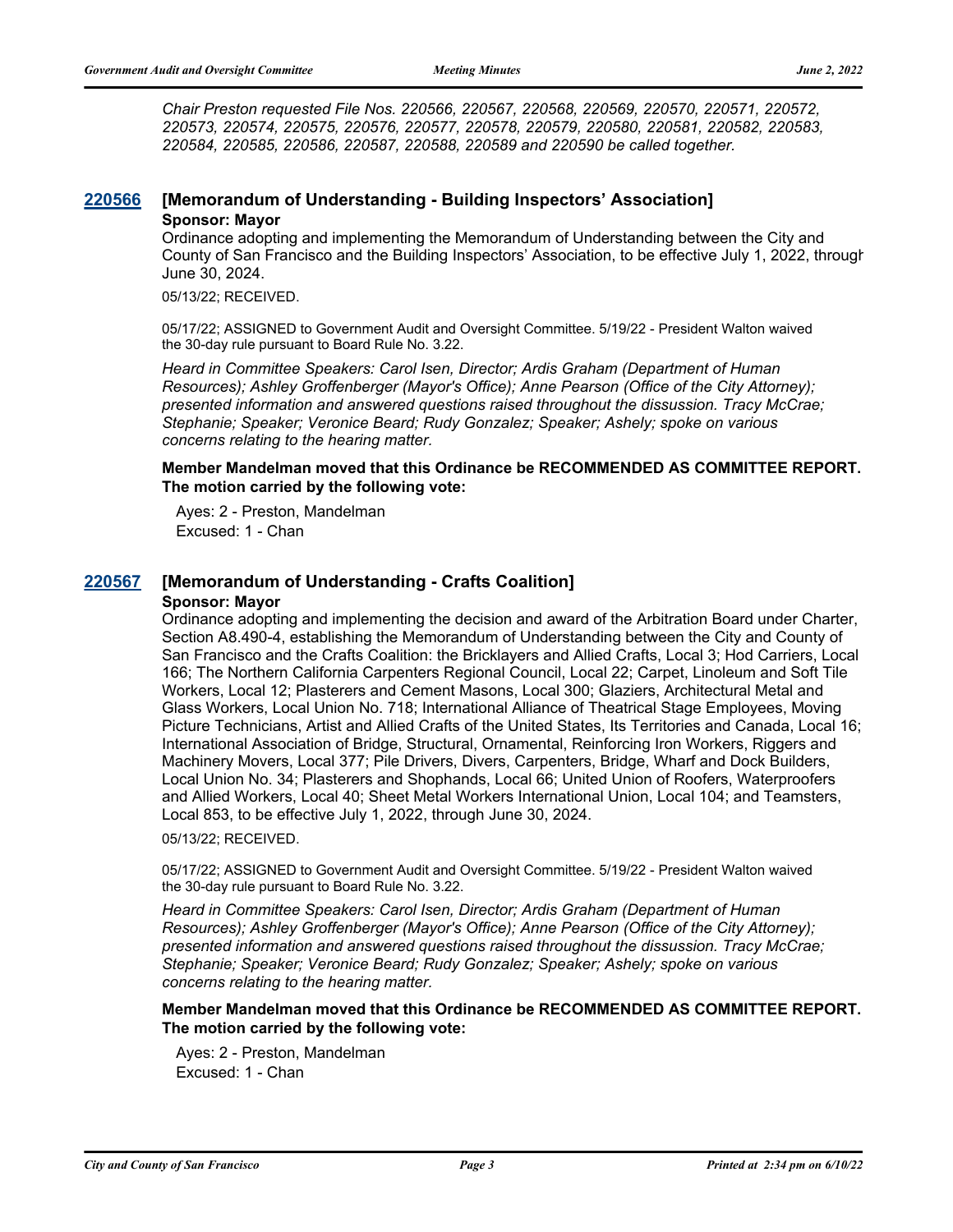*Chair Preston requested File Nos. 220566, 220567, 220568, 220569, 220570, 220571, 220572, 220573, 220574, 220575, 220576, 220577, 220578, 220579, 220580, 220581, 220582, 220583, 220584, 220585, 220586, 220587, 220588, 220589 and 220590 be called together.*

## 220566 [Memorandum of Understanding - Building Inspectors' Association]

**Sponsor: Mayor**

Ordinance adopting and implementing the Memorandum of Understanding between the City and County of San Francisco and the Building Inspectors' Association, to be effective July 1, 2022, through June 30, 2024.

05/13/22; RECEIVED.

05/17/22; ASSIGNED to Government Audit and Oversight Committee. 5/19/22 - President Walton waived the 30-day rule pursuant to Board Rule No. 3.22.

*Heard in Committee Speakers: Carol Isen, Director; Ardis Graham (Department of Human Resources); Ashley Groffenberger (Mayor's Office); Anne Pearson (Office of the City Attorney); presented information and answered questions raised throughout the dissussion. Tracy McCrae; Stephanie; Speaker; Veronice Beard; Rudy Gonzalez; Speaker; Ashely; spoke on various concerns relating to the hearing matter.*

**Member Mandelman moved that this Ordinance be RECOMMENDED AS COMMITTEE REPORT. The motion carried by the following vote:**

Ayes: 2 - Preston, Mandelman
Excused: 1 - Chan

## 220567 [Memorandum of Understanding - Crafts Coalition]

**Sponsor: Mayor**

Ordinance adopting and implementing the decision and award of the Arbitration Board under Charter, Section A8.490-4, establishing the Memorandum of Understanding between the City and County of San Francisco and the Crafts Coalition: the Bricklayers and Allied Crafts, Local 3; Hod Carriers, Local 166; The Northern California Carpenters Regional Council, Local 22; Carpet, Linoleum and Soft Tile Workers, Local 12; Plasterers and Cement Masons, Local 300; Glaziers, Architectural Metal and Glass Workers, Local Union No. 718; International Alliance of Theatrical Stage Employees, Moving Picture Technicians, Artist and Allied Crafts of the United States, Its Territories and Canada, Local 16; International Association of Bridge, Structural, Ornamental, Reinforcing Iron Workers, Riggers and Machinery Movers, Local 377; Pile Drivers, Divers, Carpenters, Bridge, Wharf and Dock Builders, Local Union No. 34; Plasterers and Shophands, Local 66; United Union of Roofers, Waterproofers and Allied Workers, Local 40; Sheet Metal Workers International Union, Local 104; and Teamsters, Local 853, to be effective July 1, 2022, through June 30, 2024.

05/13/22; RECEIVED.

05/17/22; ASSIGNED to Government Audit and Oversight Committee. 5/19/22 - President Walton waived the 30-day rule pursuant to Board Rule No. 3.22.

*Heard in Committee Speakers: Carol Isen, Director; Ardis Graham (Department of Human Resources); Ashley Groffenberger (Mayor's Office); Anne Pearson (Office of the City Attorney); presented information and answered questions raised throughout the dissussion. Tracy McCrae; Stephanie; Speaker; Veronice Beard; Rudy Gonzalez; Speaker; Ashely; spoke on various concerns relating to the hearing matter.*

**Member Mandelman moved that this Ordinance be RECOMMENDED AS COMMITTEE REPORT. The motion carried by the following vote:**

Ayes: 2 - Preston, Mandelman
Excused: 1 - Chan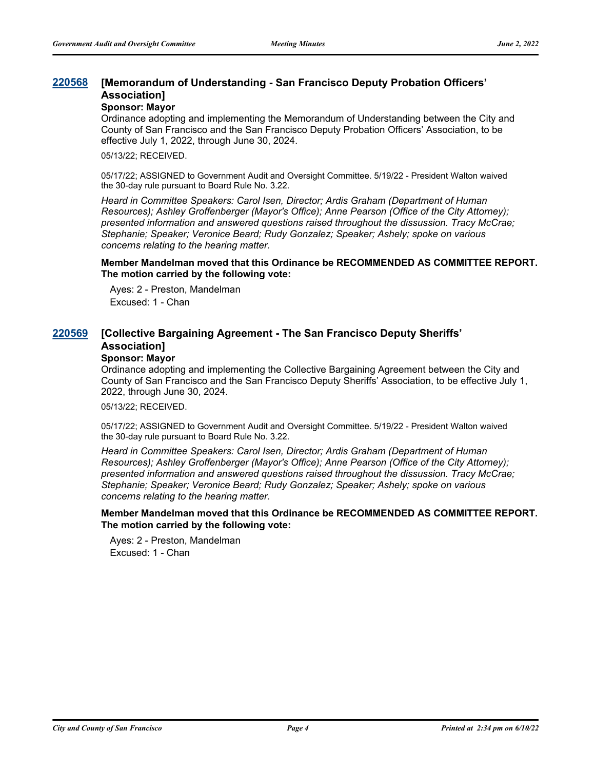## 220568 [Memorandum of Understanding - San Francisco Deputy Probation Officers' Association]

**Sponsor: Mayor**

Ordinance adopting and implementing the Memorandum of Understanding between the City and County of San Francisco and the San Francisco Deputy Probation Officers' Association, to be effective July 1, 2022, through June 30, 2024.

05/13/22; RECEIVED.

05/17/22; ASSIGNED to Government Audit and Oversight Committee. 5/19/22 - President Walton waived the 30-day rule pursuant to Board Rule No. 3.22.

*Heard in Committee Speakers: Carol Isen, Director; Ardis Graham (Department of Human Resources); Ashley Groffenberger (Mayor's Office); Anne Pearson (Office of the City Attorney); presented information and answered questions raised throughout the dissussion. Tracy McCrae; Stephanie; Speaker; Veronice Beard; Rudy Gonzalez; Speaker; Ashely; spoke on various concerns relating to the hearing matter.*

**Member Mandelman moved that this Ordinance be RECOMMENDED AS COMMITTEE REPORT. The motion carried by the following vote:**

Ayes: 2 - Preston, Mandelman
Excused: 1 - Chan

## 220569 [Collective Bargaining Agreement - The San Francisco Deputy Sheriffs' Association]

**Sponsor: Mayor**

Ordinance adopting and implementing the Collective Bargaining Agreement between the City and County of San Francisco and the San Francisco Deputy Sheriffs' Association, to be effective July 1, 2022, through June 30, 2024.

05/13/22; RECEIVED.

05/17/22; ASSIGNED to Government Audit and Oversight Committee. 5/19/22 - President Walton waived the 30-day rule pursuant to Board Rule No. 3.22.

*Heard in Committee Speakers: Carol Isen, Director; Ardis Graham (Department of Human Resources); Ashley Groffenberger (Mayor's Office); Anne Pearson (Office of the City Attorney); presented information and answered questions raised throughout the dissussion. Tracy McCrae; Stephanie; Speaker; Veronice Beard; Rudy Gonzalez; Speaker; Ashely; spoke on various concerns relating to the hearing matter.*

**Member Mandelman moved that this Ordinance be RECOMMENDED AS COMMITTEE REPORT. The motion carried by the following vote:**

Ayes: 2 - Preston, Mandelman
Excused: 1 - Chan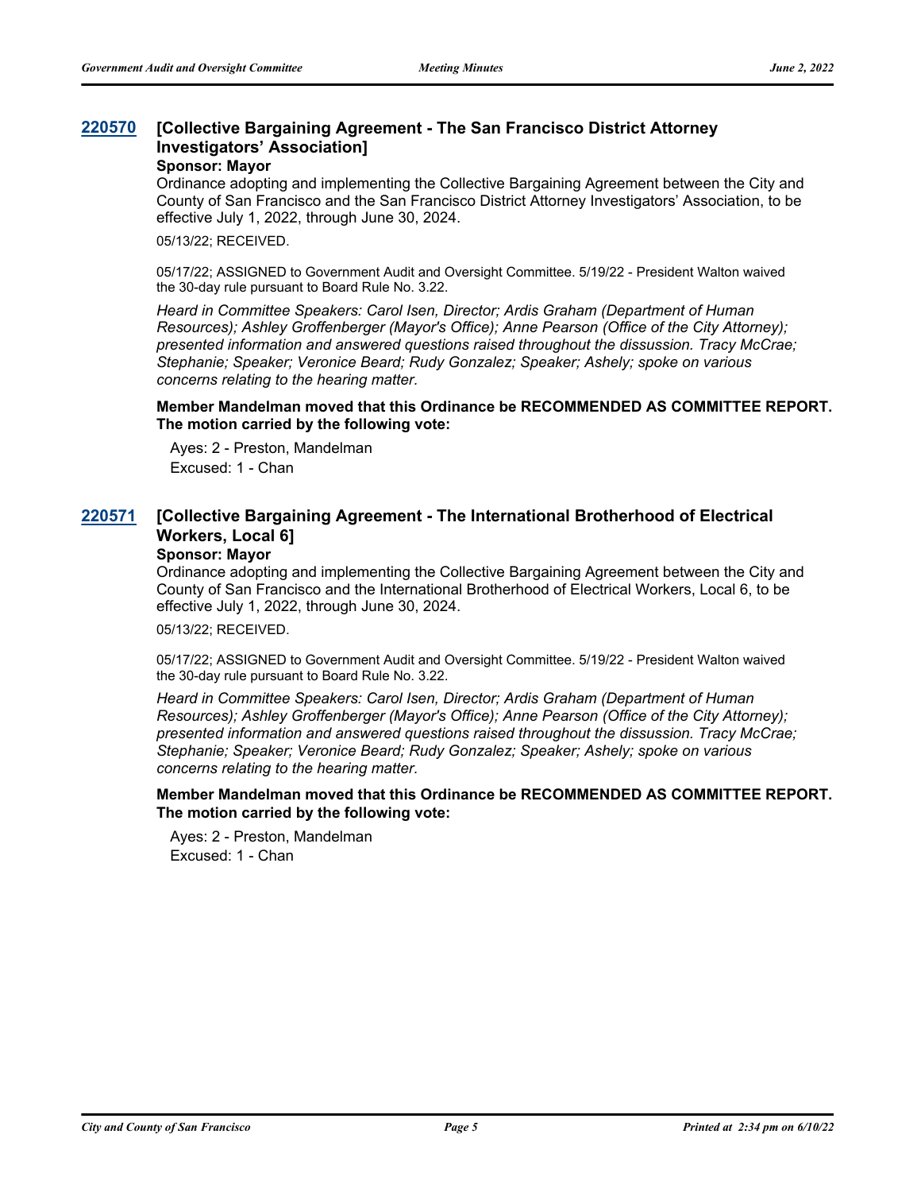### 220570 [Collective Bargaining Agreement - The San Francisco District Attorney Investigators' Association]

**Sponsor: Mayor**

Ordinance adopting and implementing the Collective Bargaining Agreement between the City and County of San Francisco and the San Francisco District Attorney Investigators' Association, to be effective July 1, 2022, through June 30, 2024.

05/13/22; RECEIVED.

05/17/22; ASSIGNED to Government Audit and Oversight Committee. 5/19/22 - President Walton waived the 30-day rule pursuant to Board Rule No. 3.22.

*Heard in Committee Speakers: Carol Isen, Director; Ardis Graham (Department of Human Resources); Ashley Groffenberger (Mayor's Office); Anne Pearson (Office of the City Attorney); presented information and answered questions raised throughout the dissussion. Tracy McCrae; Stephanie; Speaker; Veronice Beard; Rudy Gonzalez; Speaker; Ashely; spoke on various concerns relating to the hearing matter.*

**Member Mandelman moved that this Ordinance be RECOMMENDED AS COMMITTEE REPORT. The motion carried by the following vote:**

Ayes: 2 - Preston, Mandelman
Excused: 1 - Chan

### 220571 [Collective Bargaining Agreement - The International Brotherhood of Electrical Workers, Local 6]

**Sponsor: Mayor**

Ordinance adopting and implementing the Collective Bargaining Agreement between the City and County of San Francisco and the International Brotherhood of Electrical Workers, Local 6, to be effective July 1, 2022, through June 30, 2024.

05/13/22; RECEIVED.

05/17/22; ASSIGNED to Government Audit and Oversight Committee. 5/19/22 - President Walton waived the 30-day rule pursuant to Board Rule No. 3.22.

*Heard in Committee Speakers: Carol Isen, Director; Ardis Graham (Department of Human Resources); Ashley Groffenberger (Mayor's Office); Anne Pearson (Office of the City Attorney); presented information and answered questions raised throughout the dissussion. Tracy McCrae; Stephanie; Speaker; Veronice Beard; Rudy Gonzalez; Speaker; Ashely; spoke on various concerns relating to the hearing matter.*

**Member Mandelman moved that this Ordinance be RECOMMENDED AS COMMITTEE REPORT. The motion carried by the following vote:**

Ayes: 2 - Preston, Mandelman
Excused: 1 - Chan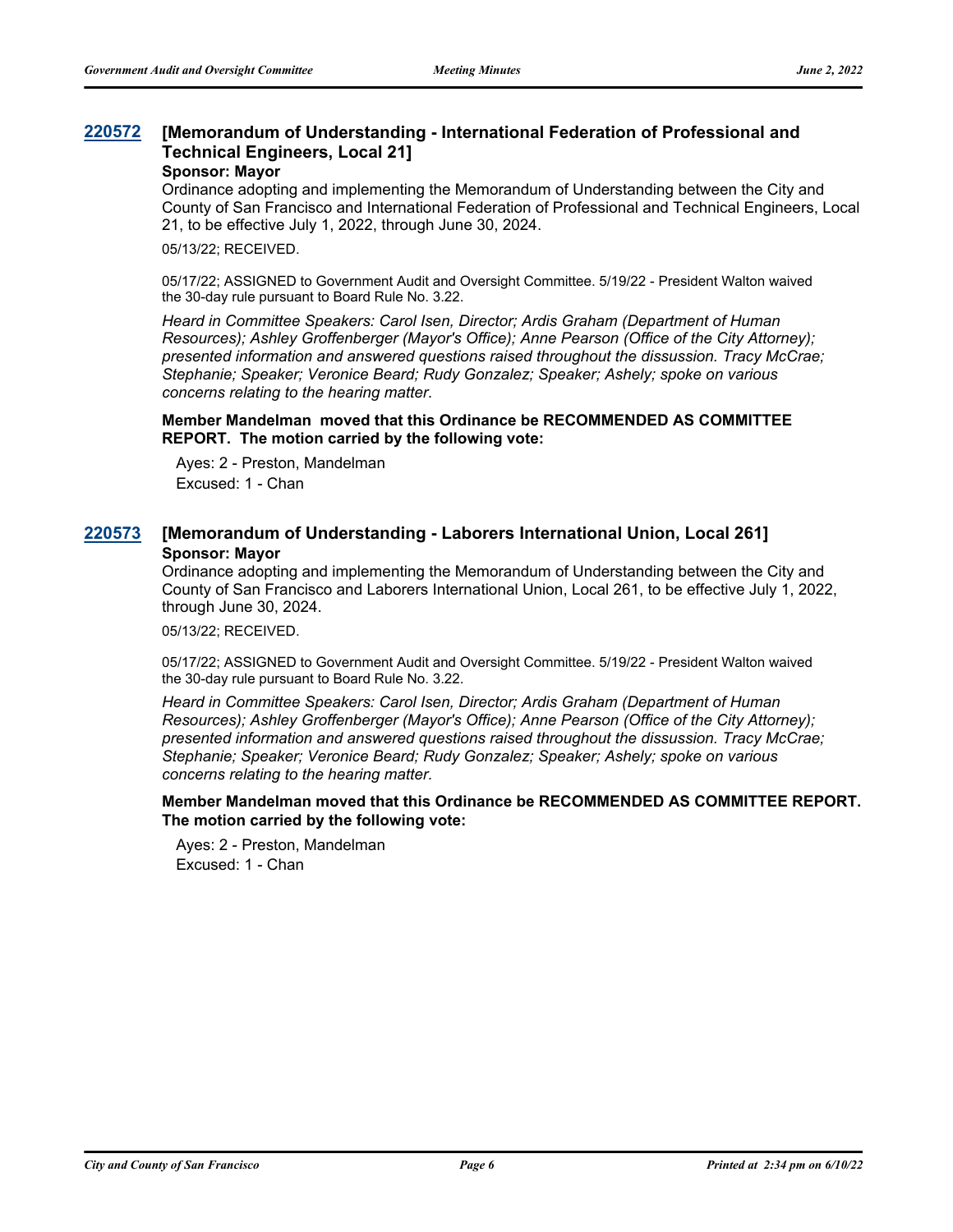## 220572 [Memorandum of Understanding - International Federation of Professional and Technical Engineers, Local 21]

**Sponsor: Mayor**

Ordinance adopting and implementing the Memorandum of Understanding between the City and County of San Francisco and International Federation of Professional and Technical Engineers, Local 21, to be effective July 1, 2022, through June 30, 2024.

05/13/22; RECEIVED.

05/17/22; ASSIGNED to Government Audit and Oversight Committee. 5/19/22 - President Walton waived the 30-day rule pursuant to Board Rule No. 3.22.

*Heard in Committee Speakers: Carol Isen, Director; Ardis Graham (Department of Human Resources); Ashley Groffenberger (Mayor's Office); Anne Pearson (Office of the City Attorney); presented information and answered questions raised throughout the dissussion. Tracy McCrae; Stephanie; Speaker; Veronice Beard; Rudy Gonzalez; Speaker; Ashely; spoke on various concerns relating to the hearing matter.*

**Member Mandelman moved that this Ordinance be RECOMMENDED AS COMMITTEE REPORT. The motion carried by the following vote:**

Ayes: 2 - Preston, Mandelman
Excused: 1 - Chan

## 220573 [Memorandum of Understanding - Laborers International Union, Local 261]

**Sponsor: Mayor**

Ordinance adopting and implementing the Memorandum of Understanding between the City and County of San Francisco and Laborers International Union, Local 261, to be effective July 1, 2022, through June 30, 2024.

05/13/22; RECEIVED.

05/17/22; ASSIGNED to Government Audit and Oversight Committee. 5/19/22 - President Walton waived the 30-day rule pursuant to Board Rule No. 3.22.

*Heard in Committee Speakers: Carol Isen, Director; Ardis Graham (Department of Human Resources); Ashley Groffenberger (Mayor's Office); Anne Pearson (Office of the City Attorney); presented information and answered questions raised throughout the dissussion. Tracy McCrae; Stephanie; Speaker; Veronice Beard; Rudy Gonzalez; Speaker; Ashely; spoke on various concerns relating to the hearing matter.*

**Member Mandelman moved that this Ordinance be RECOMMENDED AS COMMITTEE REPORT. The motion carried by the following vote:**

Ayes: 2 - Preston, Mandelman
Excused: 1 - Chan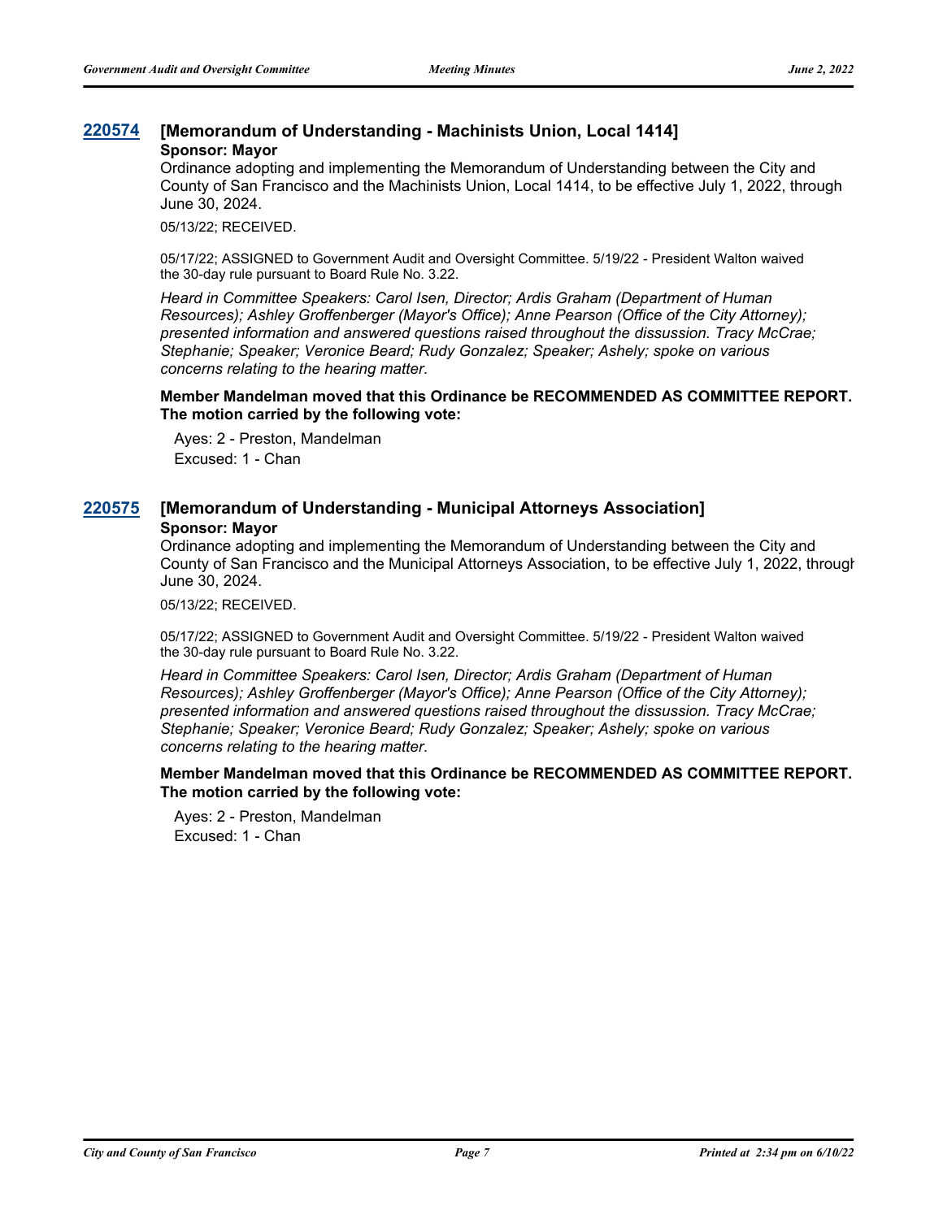## 220574 [Memorandum of Understanding - Machinists Union, Local 1414]

**Sponsor: Mayor**

Ordinance adopting and implementing the Memorandum of Understanding between the City and County of San Francisco and the Machinists Union, Local 1414, to be effective July 1, 2022, through June 30, 2024.

05/13/22; RECEIVED.

05/17/22; ASSIGNED to Government Audit and Oversight Committee. 5/19/22 - President Walton waived the 30-day rule pursuant to Board Rule No. 3.22.

*Heard in Committee Speakers: Carol Isen, Director; Ardis Graham (Department of Human Resources); Ashley Groffenberger (Mayor's Office); Anne Pearson (Office of the City Attorney); presented information and answered questions raised throughout the dissussion. Tracy McCrae; Stephanie; Speaker; Veronice Beard; Rudy Gonzalez; Speaker; Ashely; spoke on various concerns relating to the hearing matter.*

**Member Mandelman moved that this Ordinance be RECOMMENDED AS COMMITTEE REPORT. The motion carried by the following vote:**

Ayes: 2 - Preston, Mandelman
Excused: 1 - Chan

## 220575 [Memorandum of Understanding - Municipal Attorneys Association]

**Sponsor: Mayor**

Ordinance adopting and implementing the Memorandum of Understanding between the City and County of San Francisco and the Municipal Attorneys Association, to be effective July 1, 2022, through June 30, 2024.

05/13/22; RECEIVED.

05/17/22; ASSIGNED to Government Audit and Oversight Committee. 5/19/22 - President Walton waived the 30-day rule pursuant to Board Rule No. 3.22.

*Heard in Committee Speakers: Carol Isen, Director; Ardis Graham (Department of Human Resources); Ashley Groffenberger (Mayor's Office); Anne Pearson (Office of the City Attorney); presented information and answered questions raised throughout the dissussion. Tracy McCrae; Stephanie; Speaker; Veronice Beard; Rudy Gonzalez; Speaker; Ashely; spoke on various concerns relating to the hearing matter.*

**Member Mandelman moved that this Ordinance be RECOMMENDED AS COMMITTEE REPORT. The motion carried by the following vote:**

Ayes: 2 - Preston, Mandelman
Excused: 1 - Chan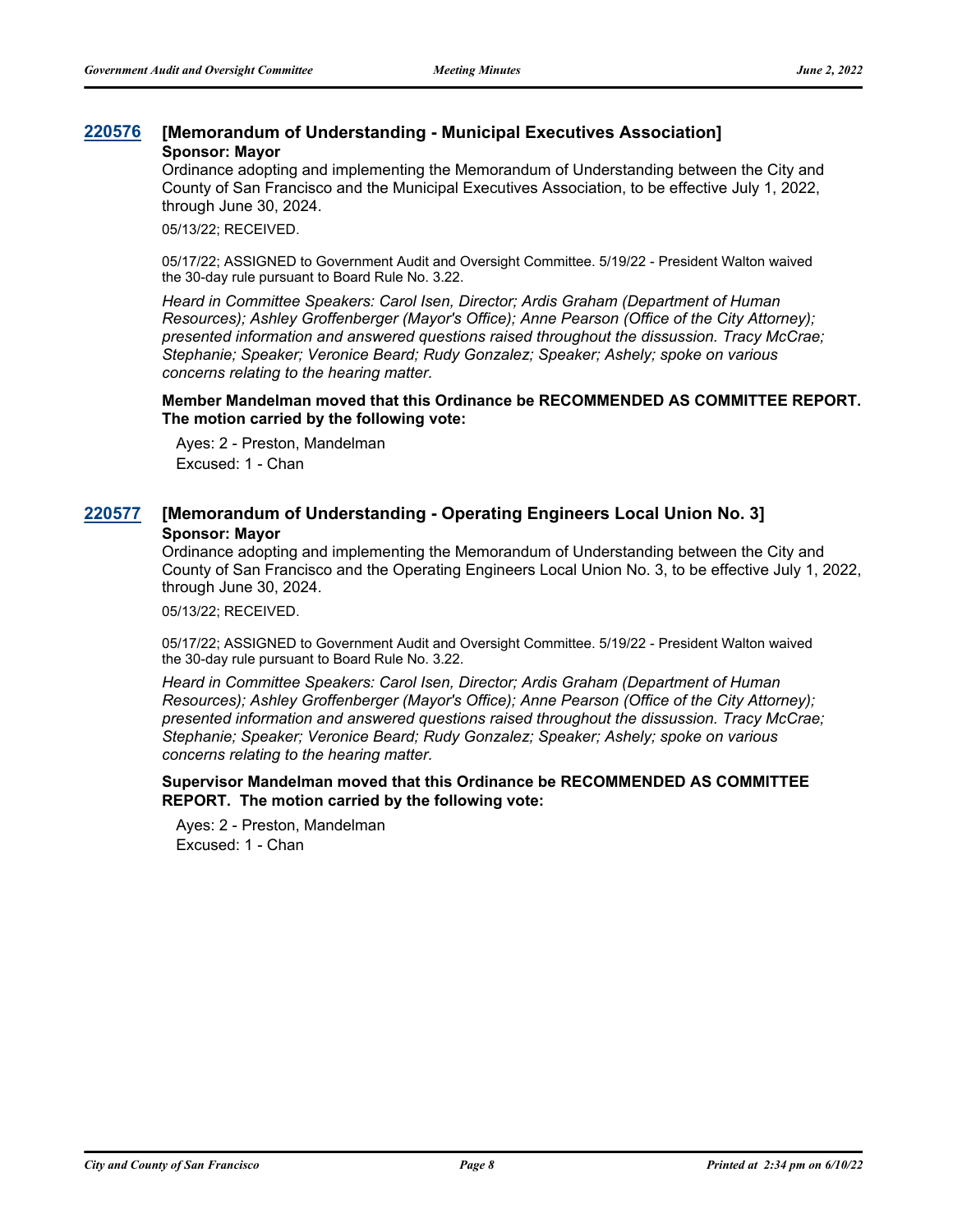### 220576 [Memorandum of Understanding - Municipal Executives Association]

**Sponsor: Mayor**

Ordinance adopting and implementing the Memorandum of Understanding between the City and County of San Francisco and the Municipal Executives Association, to be effective July 1, 2022, through June 30, 2024.

05/13/22; RECEIVED.

05/17/22; ASSIGNED to Government Audit and Oversight Committee. 5/19/22 - President Walton waived the 30-day rule pursuant to Board Rule No. 3.22.

*Heard in Committee Speakers: Carol Isen, Director; Ardis Graham (Department of Human Resources); Ashley Groffenberger (Mayor's Office); Anne Pearson (Office of the City Attorney); presented information and answered questions raised throughout the dissussion. Tracy McCrae; Stephanie; Speaker; Veronice Beard; Rudy Gonzalez; Speaker; Ashely; spoke on various concerns relating to the hearing matter.*

**Member Mandelman moved that this Ordinance be RECOMMENDED AS COMMITTEE REPORT. The motion carried by the following vote:**

Ayes: 2 - Preston, Mandelman
Excused: 1 - Chan

### 220577 [Memorandum of Understanding - Operating Engineers Local Union No. 3]

**Sponsor: Mayor**

Ordinance adopting and implementing the Memorandum of Understanding between the City and County of San Francisco and the Operating Engineers Local Union No. 3, to be effective July 1, 2022, through June 30, 2024.

05/13/22; RECEIVED.

05/17/22; ASSIGNED to Government Audit and Oversight Committee. 5/19/22 - President Walton waived the 30-day rule pursuant to Board Rule No. 3.22.

*Heard in Committee Speakers: Carol Isen, Director; Ardis Graham (Department of Human Resources); Ashley Groffenberger (Mayor's Office); Anne Pearson (Office of the City Attorney); presented information and answered questions raised throughout the dissussion. Tracy McCrae; Stephanie; Speaker; Veronice Beard; Rudy Gonzalez; Speaker; Ashely; spoke on various concerns relating to the hearing matter.*

**Supervisor Mandelman moved that this Ordinance be RECOMMENDED AS COMMITTEE REPORT. The motion carried by the following vote:**

Ayes: 2 - Preston, Mandelman
Excused: 1 - Chan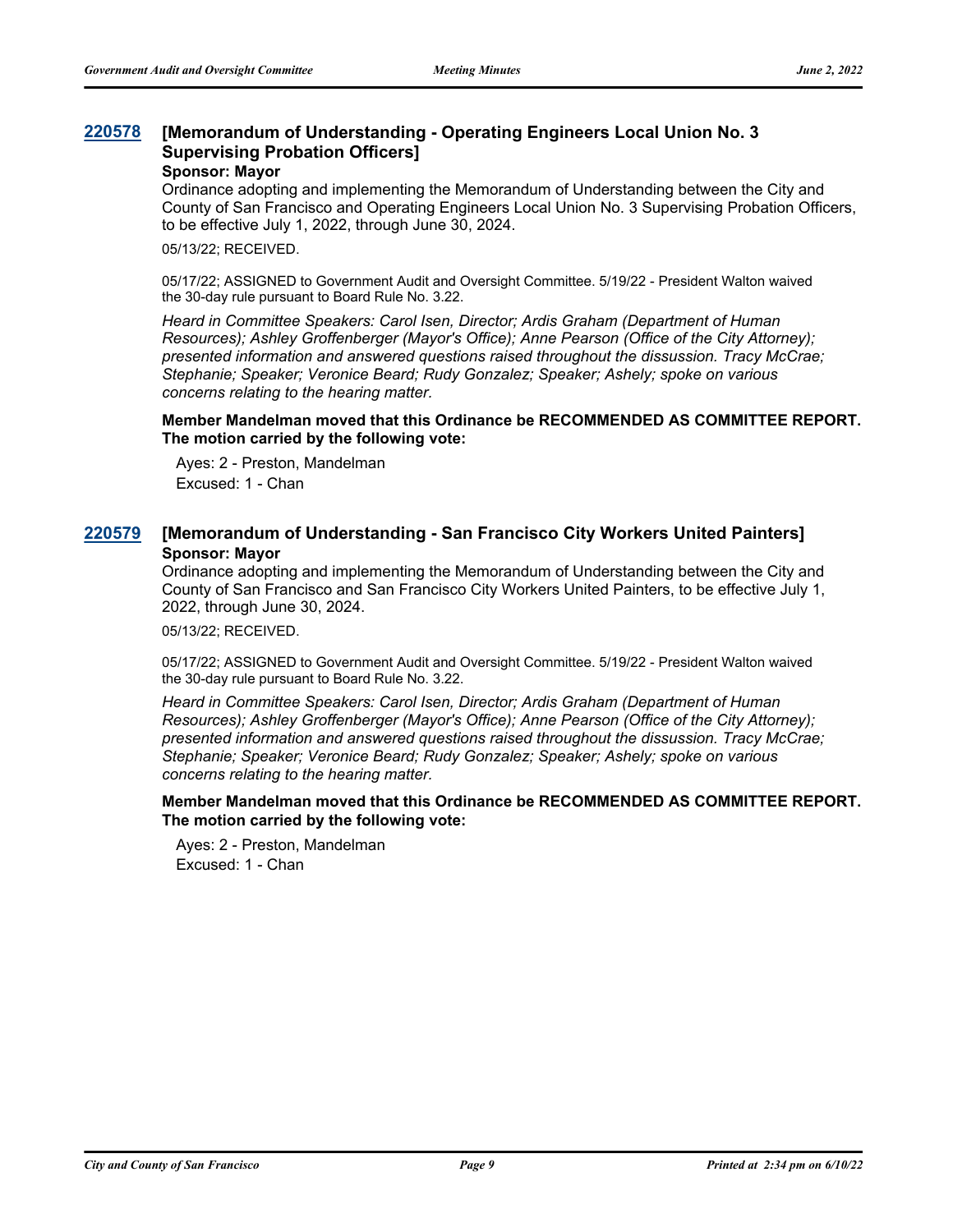### 220578 [Memorandum of Understanding - Operating Engineers Local Union No. 3 Supervising Probation Officers]

**Sponsor: Mayor**

Ordinance adopting and implementing the Memorandum of Understanding between the City and County of San Francisco and Operating Engineers Local Union No. 3 Supervising Probation Officers, to be effective July 1, 2022, through June 30, 2024.

05/13/22; RECEIVED.

05/17/22; ASSIGNED to Government Audit and Oversight Committee. 5/19/22 - President Walton waived the 30-day rule pursuant to Board Rule No. 3.22.

*Heard in Committee Speakers: Carol Isen, Director; Ardis Graham (Department of Human Resources); Ashley Groffenberger (Mayor's Office); Anne Pearson (Office of the City Attorney); presented information and answered questions raised throughout the dissussion. Tracy McCrae; Stephanie; Speaker; Veronice Beard; Rudy Gonzalez; Speaker; Ashely; spoke on various concerns relating to the hearing matter.*

**Member Mandelman moved that this Ordinance be RECOMMENDED AS COMMITTEE REPORT. The motion carried by the following vote:**

Ayes: 2 - Preston, Mandelman
Excused: 1 - Chan

### 220579 [Memorandum of Understanding - San Francisco City Workers United Painters]

**Sponsor: Mayor**

Ordinance adopting and implementing the Memorandum of Understanding between the City and County of San Francisco and San Francisco City Workers United Painters, to be effective July 1, 2022, through June 30, 2024.

05/13/22; RECEIVED.

05/17/22; ASSIGNED to Government Audit and Oversight Committee. 5/19/22 - President Walton waived the 30-day rule pursuant to Board Rule No. 3.22.

*Heard in Committee Speakers: Carol Isen, Director; Ardis Graham (Department of Human Resources); Ashley Groffenberger (Mayor's Office); Anne Pearson (Office of the City Attorney); presented information and answered questions raised throughout the dissussion. Tracy McCrae; Stephanie; Speaker; Veronice Beard; Rudy Gonzalez; Speaker; Ashely; spoke on various concerns relating to the hearing matter.*

**Member Mandelman moved that this Ordinance be RECOMMENDED AS COMMITTEE REPORT. The motion carried by the following vote:**

Ayes: 2 - Preston, Mandelman
Excused: 1 - Chan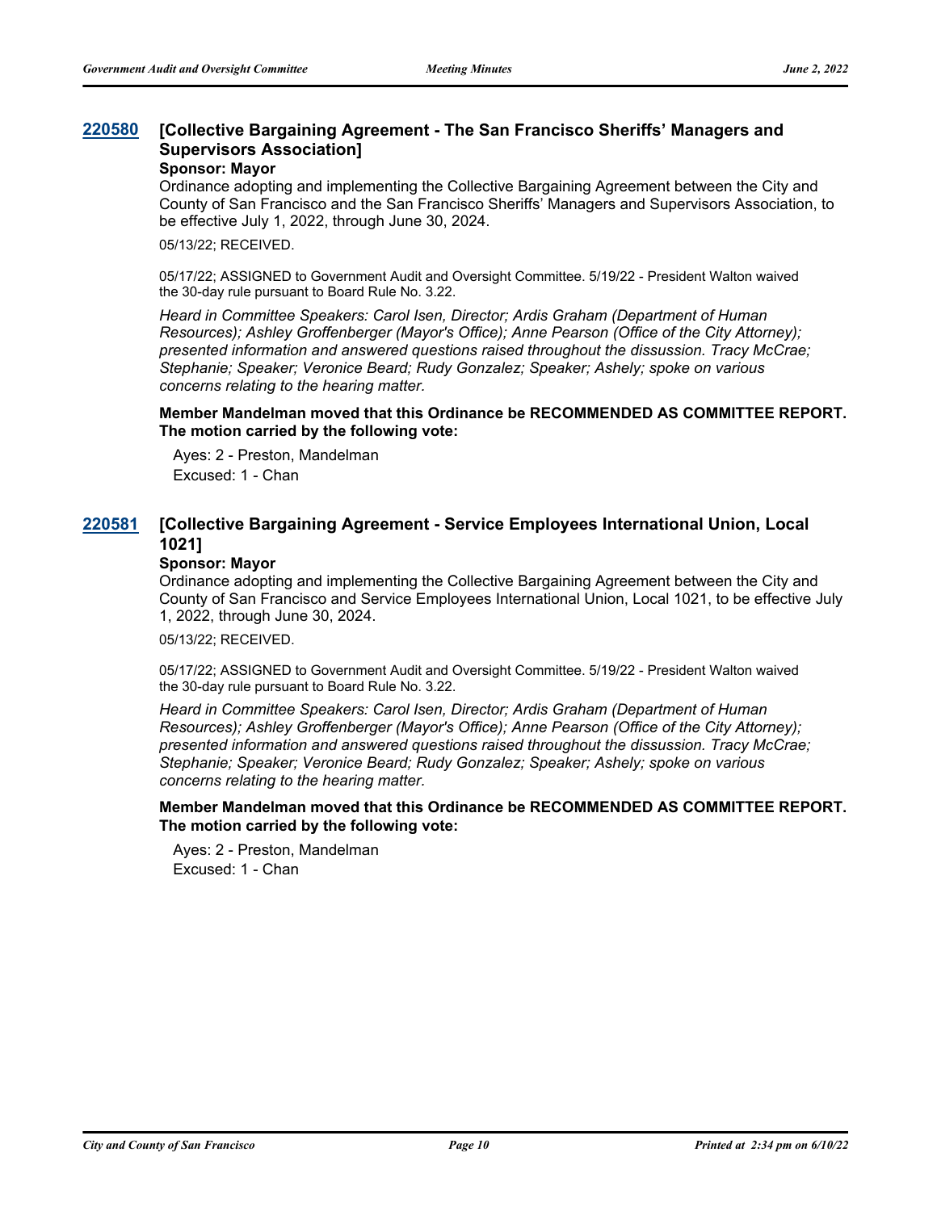### 220580 [Collective Bargaining Agreement - The San Francisco Sheriffs' Managers and Supervisors Association]

**Sponsor: Mayor**

Ordinance adopting and implementing the Collective Bargaining Agreement between the City and County of San Francisco and the San Francisco Sheriffs' Managers and Supervisors Association, to be effective July 1, 2022, through June 30, 2024.

05/13/22; RECEIVED.

05/17/22; ASSIGNED to Government Audit and Oversight Committee. 5/19/22 - President Walton waived the 30-day rule pursuant to Board Rule No. 3.22.

*Heard in Committee Speakers: Carol Isen, Director; Ardis Graham (Department of Human Resources); Ashley Groffenberger (Mayor's Office); Anne Pearson (Office of the City Attorney); presented information and answered questions raised throughout the dissussion. Tracy McCrae; Stephanie; Speaker; Veronice Beard; Rudy Gonzalez; Speaker; Ashely; spoke on various concerns relating to the hearing matter.*

**Member Mandelman moved that this Ordinance be RECOMMENDED AS COMMITTEE REPORT. The motion carried by the following vote:**

Ayes: 2 - Preston, Mandelman
Excused: 1 - Chan

### 220581 [Collective Bargaining Agreement - Service Employees International Union, Local 1021]

**Sponsor: Mayor**

Ordinance adopting and implementing the Collective Bargaining Agreement between the City and County of San Francisco and Service Employees International Union, Local 1021, to be effective July 1, 2022, through June 30, 2024.

05/13/22; RECEIVED.

05/17/22; ASSIGNED to Government Audit and Oversight Committee. 5/19/22 - President Walton waived the 30-day rule pursuant to Board Rule No. 3.22.

*Heard in Committee Speakers: Carol Isen, Director; Ardis Graham (Department of Human Resources); Ashley Groffenberger (Mayor's Office); Anne Pearson (Office of the City Attorney); presented information and answered questions raised throughout the dissussion. Tracy McCrae; Stephanie; Speaker; Veronice Beard; Rudy Gonzalez; Speaker; Ashely; spoke on various concerns relating to the hearing matter.*

**Member Mandelman moved that this Ordinance be RECOMMENDED AS COMMITTEE REPORT. The motion carried by the following vote:**

Ayes: 2 - Preston, Mandelman
Excused: 1 - Chan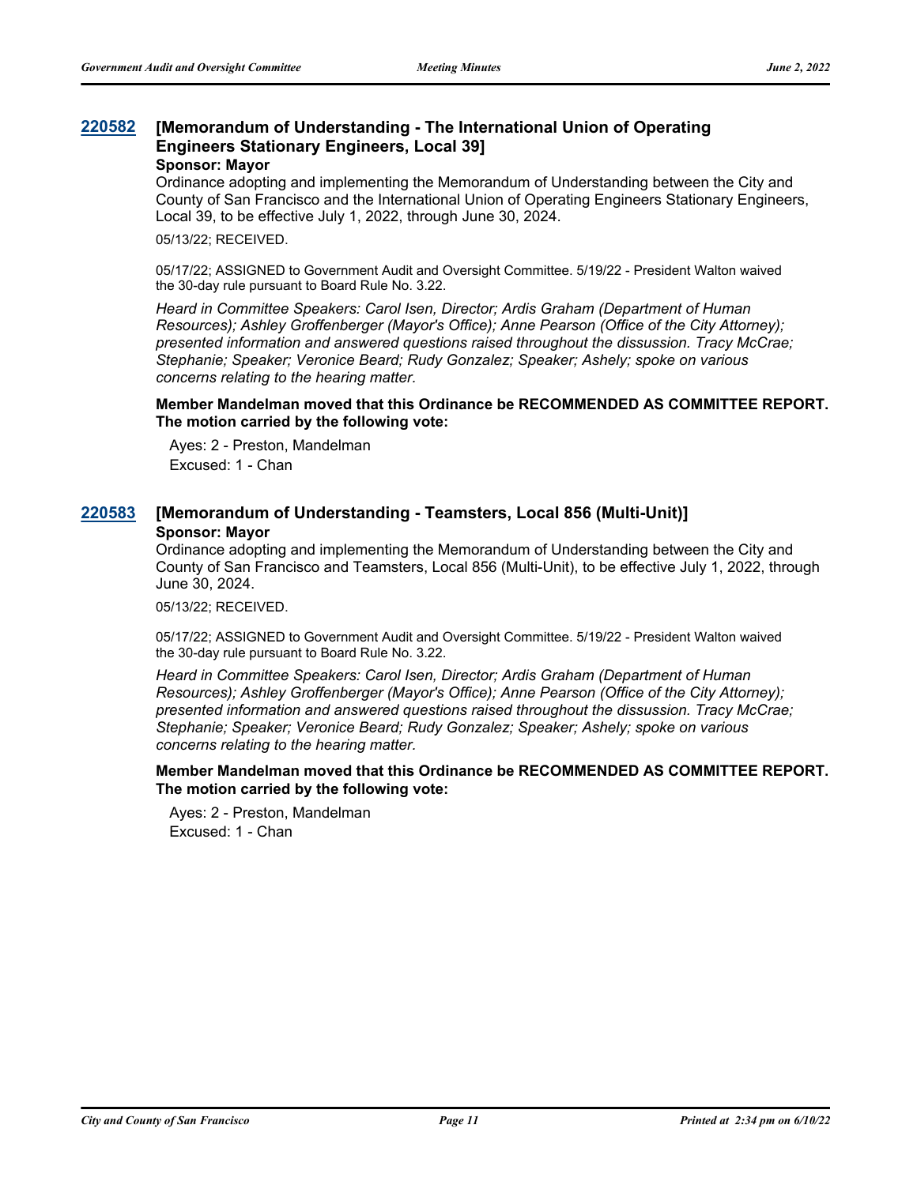## 220582 [Memorandum of Understanding - The International Union of Operating Engineers Stationary Engineers, Local 39]

**Sponsor: Mayor**

Ordinance adopting and implementing the Memorandum of Understanding between the City and County of San Francisco and the International Union of Operating Engineers Stationary Engineers, Local 39, to be effective July 1, 2022, through June 30, 2024.

05/13/22; RECEIVED.

05/17/22; ASSIGNED to Government Audit and Oversight Committee. 5/19/22 - President Walton waived the 30-day rule pursuant to Board Rule No. 3.22.

*Heard in Committee Speakers: Carol Isen, Director; Ardis Graham (Department of Human Resources); Ashley Groffenberger (Mayor's Office); Anne Pearson (Office of the City Attorney); presented information and answered questions raised throughout the dissussion. Tracy McCrae; Stephanie; Speaker; Veronice Beard; Rudy Gonzalez; Speaker; Ashely; spoke on various concerns relating to the hearing matter.*

**Member Mandelman moved that this Ordinance be RECOMMENDED AS COMMITTEE REPORT. The motion carried by the following vote:**

Ayes: 2 - Preston, Mandelman
Excused: 1 - Chan

## 220583 [Memorandum of Understanding - Teamsters, Local 856 (Multi-Unit)]

**Sponsor: Mayor**

Ordinance adopting and implementing the Memorandum of Understanding between the City and County of San Francisco and Teamsters, Local 856 (Multi-Unit), to be effective July 1, 2022, through June 30, 2024.

05/13/22; RECEIVED.

05/17/22; ASSIGNED to Government Audit and Oversight Committee. 5/19/22 - President Walton waived the 30-day rule pursuant to Board Rule No. 3.22.

*Heard in Committee Speakers: Carol Isen, Director; Ardis Graham (Department of Human Resources); Ashley Groffenberger (Mayor's Office); Anne Pearson (Office of the City Attorney); presented information and answered questions raised throughout the dissussion. Tracy McCrae; Stephanie; Speaker; Veronice Beard; Rudy Gonzalez; Speaker; Ashely; spoke on various concerns relating to the hearing matter.*

**Member Mandelman moved that this Ordinance be RECOMMENDED AS COMMITTEE REPORT. The motion carried by the following vote:**

Ayes: 2 - Preston, Mandelman
Excused: 1 - Chan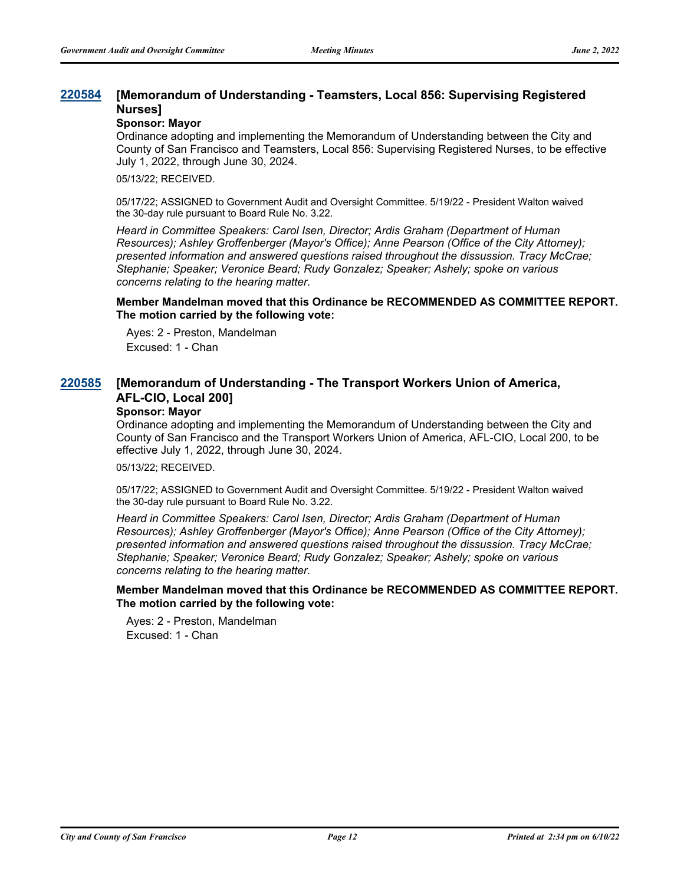## 220584 [Memorandum of Understanding - Teamsters, Local 856: Supervising Registered Nurses]

**Sponsor: Mayor**

Ordinance adopting and implementing the Memorandum of Understanding between the City and County of San Francisco and Teamsters, Local 856: Supervising Registered Nurses, to be effective July 1, 2022, through June 30, 2024.

05/13/22; RECEIVED.

05/17/22; ASSIGNED to Government Audit and Oversight Committee. 5/19/22 - President Walton waived the 30-day rule pursuant to Board Rule No. 3.22.

*Heard in Committee Speakers: Carol Isen, Director; Ardis Graham (Department of Human Resources); Ashley Groffenberger (Mayor's Office); Anne Pearson (Office of the City Attorney); presented information and answered questions raised throughout the dissussion. Tracy McCrae; Stephanie; Speaker; Veronice Beard; Rudy Gonzalez; Speaker; Ashely; spoke on various concerns relating to the hearing matter.*

**Member Mandelman moved that this Ordinance be RECOMMENDED AS COMMITTEE REPORT. The motion carried by the following vote:**

Ayes: 2 - Preston, Mandelman
Excused: 1 - Chan

## 220585 [Memorandum of Understanding - The Transport Workers Union of America, AFL-CIO, Local 200]

**Sponsor: Mayor**

Ordinance adopting and implementing the Memorandum of Understanding between the City and County of San Francisco and the Transport Workers Union of America, AFL-CIO, Local 200, to be effective July 1, 2022, through June 30, 2024.

05/13/22; RECEIVED.

05/17/22; ASSIGNED to Government Audit and Oversight Committee. 5/19/22 - President Walton waived the 30-day rule pursuant to Board Rule No. 3.22.

*Heard in Committee Speakers: Carol Isen, Director; Ardis Graham (Department of Human Resources); Ashley Groffenberger (Mayor's Office); Anne Pearson (Office of the City Attorney); presented information and answered questions raised throughout the dissussion. Tracy McCrae; Stephanie; Speaker; Veronice Beard; Rudy Gonzalez; Speaker; Ashely; spoke on various concerns relating to the hearing matter.*

**Member Mandelman moved that this Ordinance be RECOMMENDED AS COMMITTEE REPORT. The motion carried by the following vote:**

Ayes: 2 - Preston, Mandelman
Excused: 1 - Chan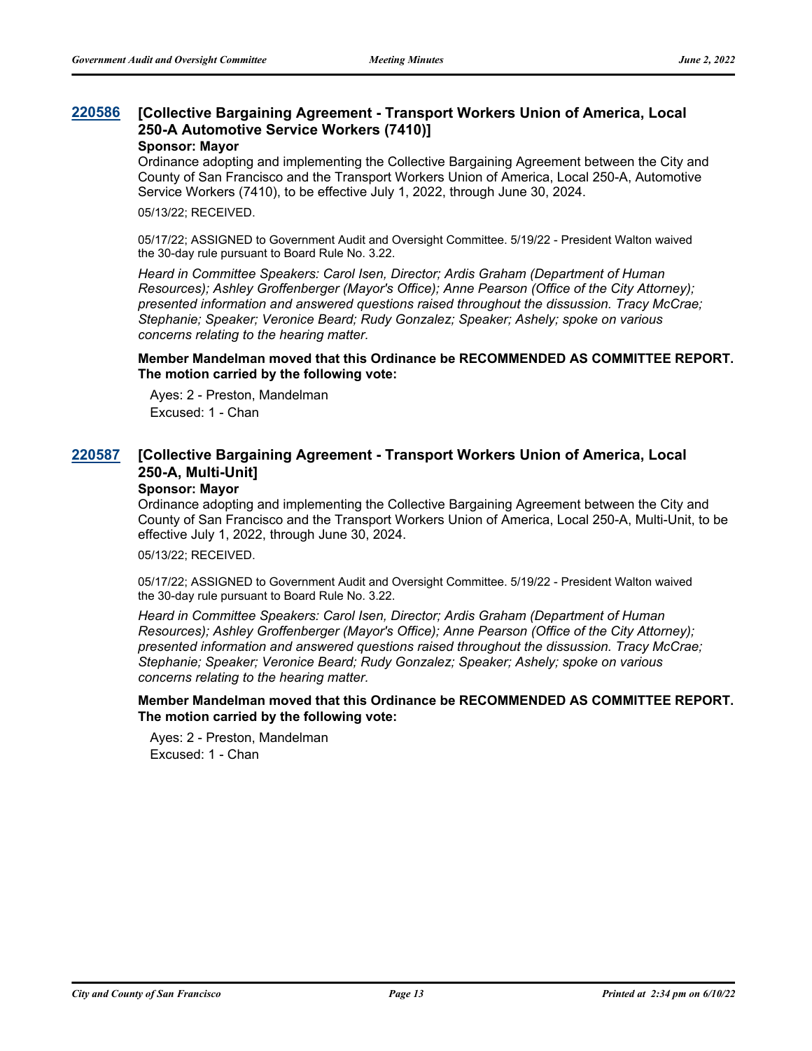## 220586 [Collective Bargaining Agreement - Transport Workers Union of America, Local 250-A Automotive Service Workers (7410)]

**Sponsor: Mayor**

Ordinance adopting and implementing the Collective Bargaining Agreement between the City and County of San Francisco and the Transport Workers Union of America, Local 250-A, Automotive Service Workers (7410), to be effective July 1, 2022, through June 30, 2024.

05/13/22; RECEIVED.

05/17/22; ASSIGNED to Government Audit and Oversight Committee. 5/19/22 - President Walton waived the 30-day rule pursuant to Board Rule No. 3.22.

*Heard in Committee Speakers: Carol Isen, Director; Ardis Graham (Department of Human Resources); Ashley Groffenberger (Mayor's Office); Anne Pearson (Office of the City Attorney); presented information and answered questions raised throughout the dissussion. Tracy McCrae; Stephanie; Speaker; Veronice Beard; Rudy Gonzalez; Speaker; Ashely; spoke on various concerns relating to the hearing matter.*

**Member Mandelman moved that this Ordinance be RECOMMENDED AS COMMITTEE REPORT. The motion carried by the following vote:**

Ayes: 2 - Preston, Mandelman
Excused: 1 - Chan

## 220587 [Collective Bargaining Agreement - Transport Workers Union of America, Local 250-A, Multi-Unit]

**Sponsor: Mayor**

Ordinance adopting and implementing the Collective Bargaining Agreement between the City and County of San Francisco and the Transport Workers Union of America, Local 250-A, Multi-Unit, to be effective July 1, 2022, through June 30, 2024.

05/13/22; RECEIVED.

05/17/22; ASSIGNED to Government Audit and Oversight Committee. 5/19/22 - President Walton waived the 30-day rule pursuant to Board Rule No. 3.22.

*Heard in Committee Speakers: Carol Isen, Director; Ardis Graham (Department of Human Resources); Ashley Groffenberger (Mayor's Office); Anne Pearson (Office of the City Attorney); presented information and answered questions raised throughout the dissussion. Tracy McCrae; Stephanie; Speaker; Veronice Beard; Rudy Gonzalez; Speaker; Ashely; spoke on various concerns relating to the hearing matter.*

**Member Mandelman moved that this Ordinance be RECOMMENDED AS COMMITTEE REPORT. The motion carried by the following vote:**

Ayes: 2 - Preston, Mandelman
Excused: 1 - Chan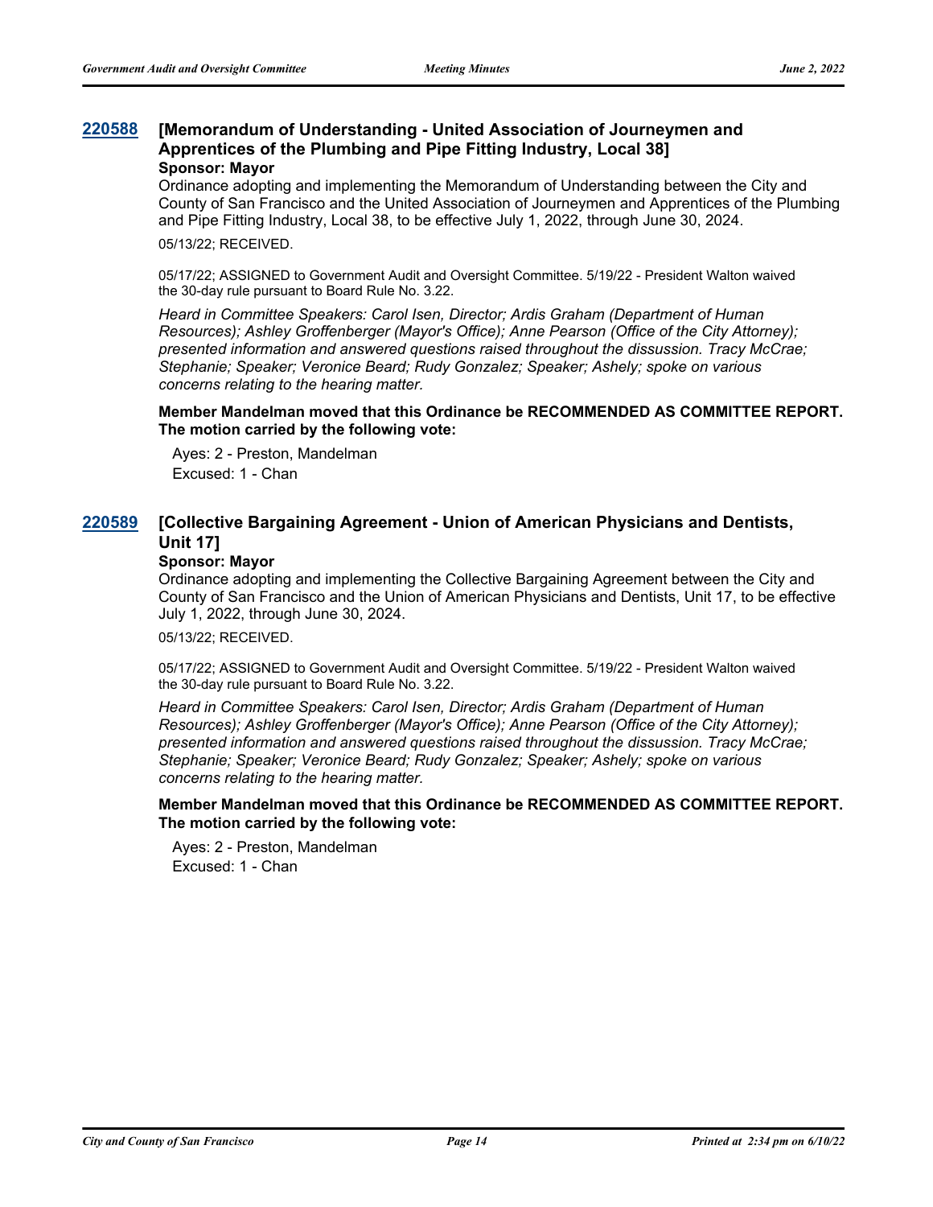### 220588 [Memorandum of Understanding - United Association of Journeymen and Apprentices of the Plumbing and Pipe Fitting Industry, Local 38]

**Sponsor: Mayor**

Ordinance adopting and implementing the Memorandum of Understanding between the City and County of San Francisco and the United Association of Journeymen and Apprentices of the Plumbing and Pipe Fitting Industry, Local 38, to be effective July 1, 2022, through June 30, 2024.

05/13/22; RECEIVED.

05/17/22; ASSIGNED to Government Audit and Oversight Committee. 5/19/22 - President Walton waived the 30-day rule pursuant to Board Rule No. 3.22.

*Heard in Committee Speakers: Carol Isen, Director; Ardis Graham (Department of Human Resources); Ashley Groffenberger (Mayor's Office); Anne Pearson (Office of the City Attorney); presented information and answered questions raised throughout the dissussion. Tracy McCrae; Stephanie; Speaker; Veronice Beard; Rudy Gonzalez; Speaker; Ashely; spoke on various concerns relating to the hearing matter.*

**Member Mandelman moved that this Ordinance be RECOMMENDED AS COMMITTEE REPORT. The motion carried by the following vote:**

Ayes: 2 - Preston, Mandelman
Excused: 1 - Chan

### 220589 [Collective Bargaining Agreement - Union of American Physicians and Dentists, Unit 17]

**Sponsor: Mayor**

Ordinance adopting and implementing the Collective Bargaining Agreement between the City and County of San Francisco and the Union of American Physicians and Dentists, Unit 17, to be effective July 1, 2022, through June 30, 2024.

05/13/22; RECEIVED.

05/17/22; ASSIGNED to Government Audit and Oversight Committee. 5/19/22 - President Walton waived the 30-day rule pursuant to Board Rule No. 3.22.

*Heard in Committee Speakers: Carol Isen, Director; Ardis Graham (Department of Human Resources); Ashley Groffenberger (Mayor's Office); Anne Pearson (Office of the City Attorney); presented information and answered questions raised throughout the dissussion. Tracy McCrae; Stephanie; Speaker; Veronice Beard; Rudy Gonzalez; Speaker; Ashely; spoke on various concerns relating to the hearing matter.*

**Member Mandelman moved that this Ordinance be RECOMMENDED AS COMMITTEE REPORT. The motion carried by the following vote:**

Ayes: 2 - Preston, Mandelman
Excused: 1 - Chan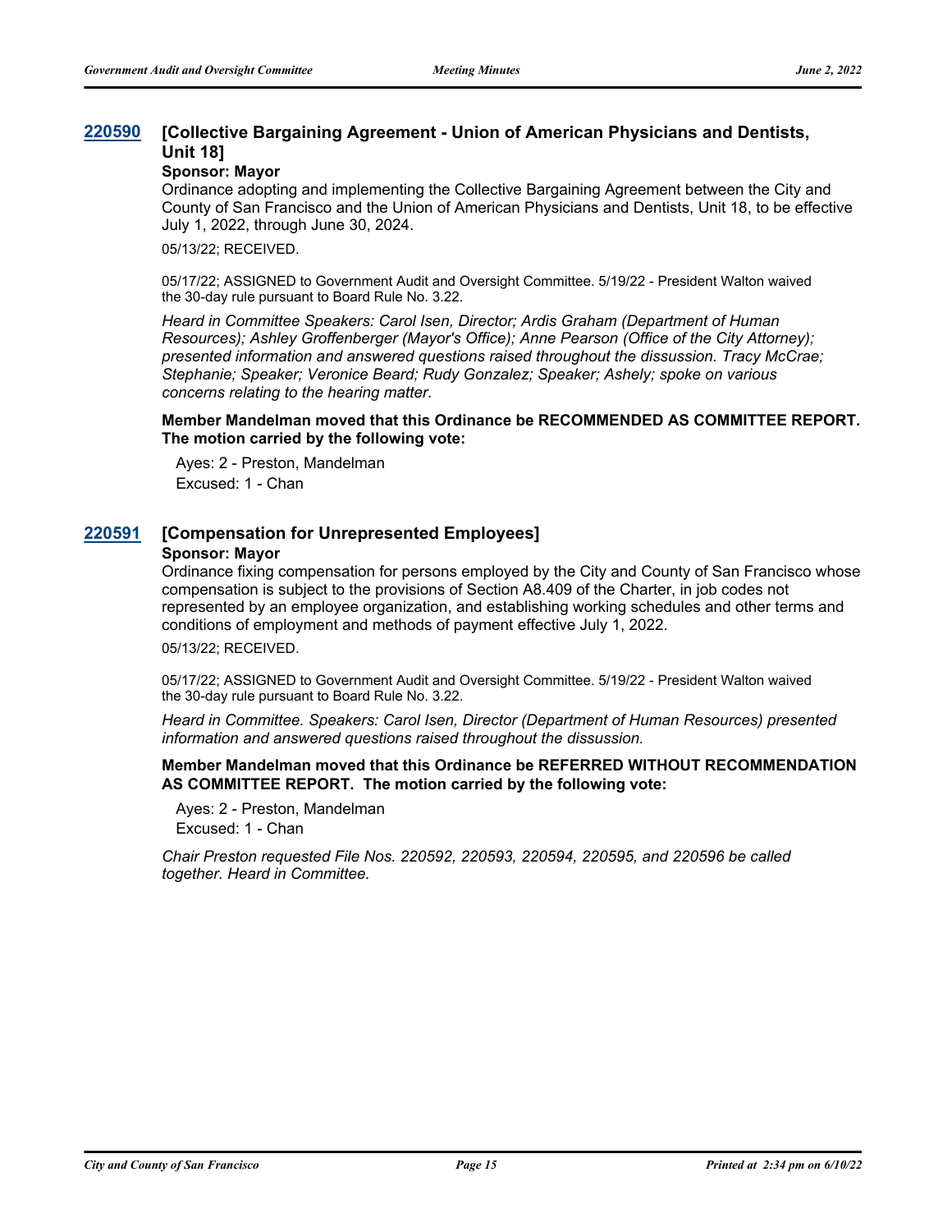## 220590 [Collective Bargaining Agreement - Union of American Physicians and Dentists, Unit 18]

**Sponsor: Mayor**

Ordinance adopting and implementing the Collective Bargaining Agreement between the City and County of San Francisco and the Union of American Physicians and Dentists, Unit 18, to be effective July 1, 2022, through June 30, 2024.

05/13/22; RECEIVED.

05/17/22; ASSIGNED to Government Audit and Oversight Committee. 5/19/22 - President Walton waived the 30-day rule pursuant to Board Rule No. 3.22.

*Heard in Committee Speakers: Carol Isen, Director; Ardis Graham (Department of Human Resources); Ashley Groffenberger (Mayor's Office); Anne Pearson (Office of the City Attorney); presented information and answered questions raised throughout the dissussion. Tracy McCrae; Stephanie; Speaker; Veronice Beard; Rudy Gonzalez; Speaker; Ashely; spoke on various concerns relating to the hearing matter.*

**Member Mandelman moved that this Ordinance be RECOMMENDED AS COMMITTEE REPORT. The motion carried by the following vote:**

Ayes: 2 - Preston, Mandelman
Excused: 1 - Chan

## 220591 [Compensation for Unrepresented Employees]

**Sponsor: Mayor**

Ordinance fixing compensation for persons employed by the City and County of San Francisco whose compensation is subject to the provisions of Section A8.409 of the Charter, in job codes not represented by an employee organization, and establishing working schedules and other terms and conditions of employment and methods of payment effective July 1, 2022.

05/13/22; RECEIVED.

05/17/22; ASSIGNED to Government Audit and Oversight Committee. 5/19/22 - President Walton waived the 30-day rule pursuant to Board Rule No. 3.22.

*Heard in Committee. Speakers: Carol Isen, Director (Department of Human Resources) presented information and answered questions raised throughout the dissussion.*

**Member Mandelman moved that this Ordinance be REFERRED WITHOUT RECOMMENDATION AS COMMITTEE REPORT. The motion carried by the following vote:**

Ayes: 2 - Preston, Mandelman
Excused: 1 - Chan

*Chair Preston requested File Nos. 220592, 220593, 220594, 220595, and 220596 be called together. Heard in Committee.*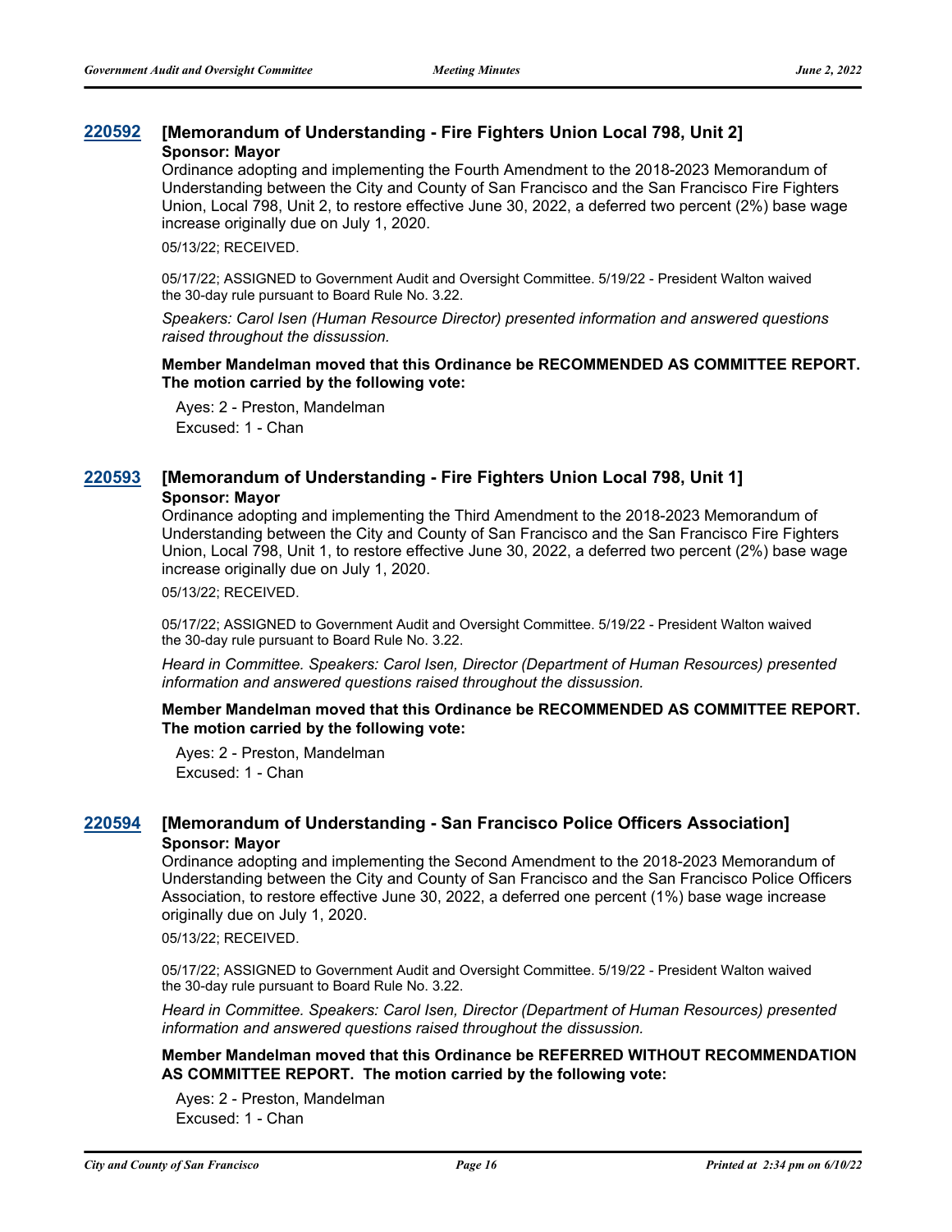### 220592 [Memorandum of Understanding - Fire Fighters Union Local 798, Unit 2]

**Sponsor: Mayor**

Ordinance adopting and implementing the Fourth Amendment to the 2018-2023 Memorandum of Understanding between the City and County of San Francisco and the San Francisco Fire Fighters Union, Local 798, Unit 2, to restore effective June 30, 2022, a deferred two percent (2%) base wage increase originally due on July 1, 2020.

05/13/22; RECEIVED.

05/17/22; ASSIGNED to Government Audit and Oversight Committee. 5/19/22 - President Walton waived the 30-day rule pursuant to Board Rule No. 3.22.

*Speakers: Carol Isen (Human Resource Director) presented information and answered questions raised throughout the dissussion.*

**Member Mandelman moved that this Ordinance be RECOMMENDED AS COMMITTEE REPORT. The motion carried by the following vote:**

Ayes: 2 - Preston, Mandelman
Excused: 1 - Chan

### 220593 [Memorandum of Understanding - Fire Fighters Union Local 798, Unit 1]

**Sponsor: Mayor**

Ordinance adopting and implementing the Third Amendment to the 2018-2023 Memorandum of Understanding between the City and County of San Francisco and the San Francisco Fire Fighters Union, Local 798, Unit 1, to restore effective June 30, 2022, a deferred two percent (2%) base wage increase originally due on July 1, 2020.

05/13/22; RECEIVED.

05/17/22; ASSIGNED to Government Audit and Oversight Committee. 5/19/22 - President Walton waived the 30-day rule pursuant to Board Rule No. 3.22.

*Heard in Committee. Speakers: Carol Isen, Director (Department of Human Resources) presented information and answered questions raised throughout the dissussion.*

**Member Mandelman moved that this Ordinance be RECOMMENDED AS COMMITTEE REPORT. The motion carried by the following vote:**

Ayes: 2 - Preston, Mandelman
Excused: 1 - Chan

### 220594 [Memorandum of Understanding - San Francisco Police Officers Association]

**Sponsor: Mayor**

Ordinance adopting and implementing the Second Amendment to the 2018-2023 Memorandum of Understanding between the City and County of San Francisco and the San Francisco Police Officers Association, to restore effective June 30, 2022, a deferred one percent (1%) base wage increase originally due on July 1, 2020.

05/13/22; RECEIVED.

05/17/22; ASSIGNED to Government Audit and Oversight Committee. 5/19/22 - President Walton waived the 30-day rule pursuant to Board Rule No. 3.22.

*Heard in Committee. Speakers: Carol Isen, Director (Department of Human Resources) presented information and answered questions raised throughout the dissussion.*

**Member Mandelman moved that this Ordinance be REFERRED WITHOUT RECOMMENDATION AS COMMITTEE REPORT. The motion carried by the following vote:**

Ayes: 2 - Preston, Mandelman
Excused: 1 - Chan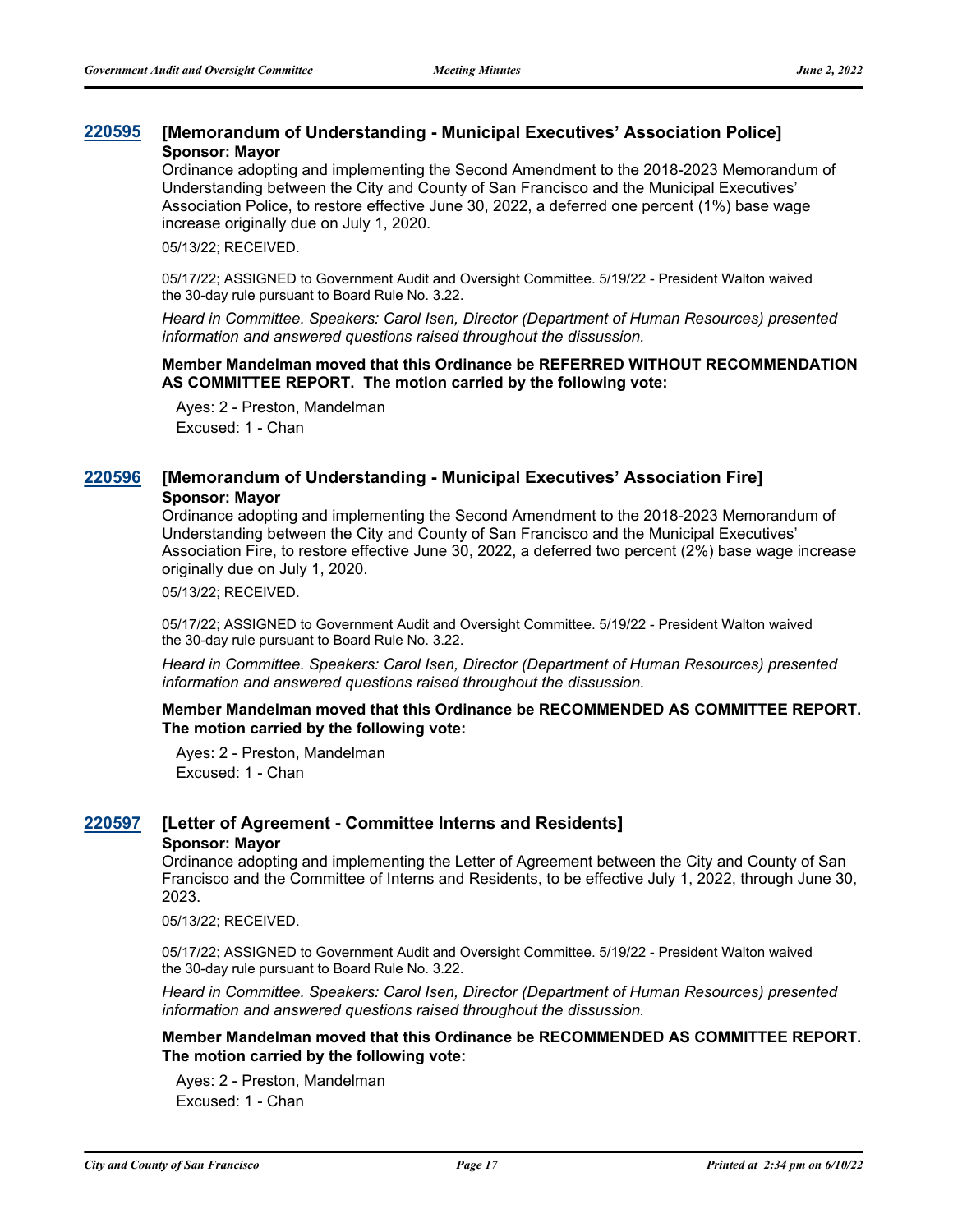**220595 [Memorandum of Understanding - Municipal Executives' Association Police]**
**Sponsor: Mayor**

Ordinance adopting and implementing the Second Amendment to the 2018-2023 Memorandum of Understanding between the City and County of San Francisco and the Municipal Executives' Association Police, to restore effective June 30, 2022, a deferred one percent (1%) base wage increase originally due on July 1, 2020.

05/13/22; RECEIVED.

05/17/22; ASSIGNED to Government Audit and Oversight Committee. 5/19/22 - President Walton waived the 30-day rule pursuant to Board Rule No. 3.22.

*Heard in Committee. Speakers: Carol Isen, Director (Department of Human Resources) presented information and answered questions raised throughout the dissussion.*

**Member Mandelman moved that this Ordinance be REFERRED WITHOUT RECOMMENDATION AS COMMITTEE REPORT. The motion carried by the following vote:**

Ayes: 2 - Preston, Mandelman
Excused: 1 - Chan

**220596 [Memorandum of Understanding - Municipal Executives' Association Fire]**
**Sponsor: Mayor**

Ordinance adopting and implementing the Second Amendment to the 2018-2023 Memorandum of Understanding between the City and County of San Francisco and the Municipal Executives' Association Fire, to restore effective June 30, 2022, a deferred two percent (2%) base wage increase originally due on July 1, 2020.

05/13/22; RECEIVED.

05/17/22; ASSIGNED to Government Audit and Oversight Committee. 5/19/22 - President Walton waived the 30-day rule pursuant to Board Rule No. 3.22.

*Heard in Committee. Speakers: Carol Isen, Director (Department of Human Resources) presented information and answered questions raised throughout the dissussion.*

**Member Mandelman moved that this Ordinance be RECOMMENDED AS COMMITTEE REPORT. The motion carried by the following vote:**

Ayes: 2 - Preston, Mandelman
Excused: 1 - Chan

**220597 [Letter of Agreement - Committee Interns and Residents]**
**Sponsor: Mayor**

Ordinance adopting and implementing the Letter of Agreement between the City and County of San Francisco and the Committee of Interns and Residents, to be effective July 1, 2022, through June 30, 2023.

05/13/22; RECEIVED.

05/17/22; ASSIGNED to Government Audit and Oversight Committee. 5/19/22 - President Walton waived the 30-day rule pursuant to Board Rule No. 3.22.

*Heard in Committee. Speakers: Carol Isen, Director (Department of Human Resources) presented information and answered questions raised throughout the dissussion.*

**Member Mandelman moved that this Ordinance be RECOMMENDED AS COMMITTEE REPORT. The motion carried by the following vote:**

Ayes: 2 - Preston, Mandelman
Excused: 1 - Chan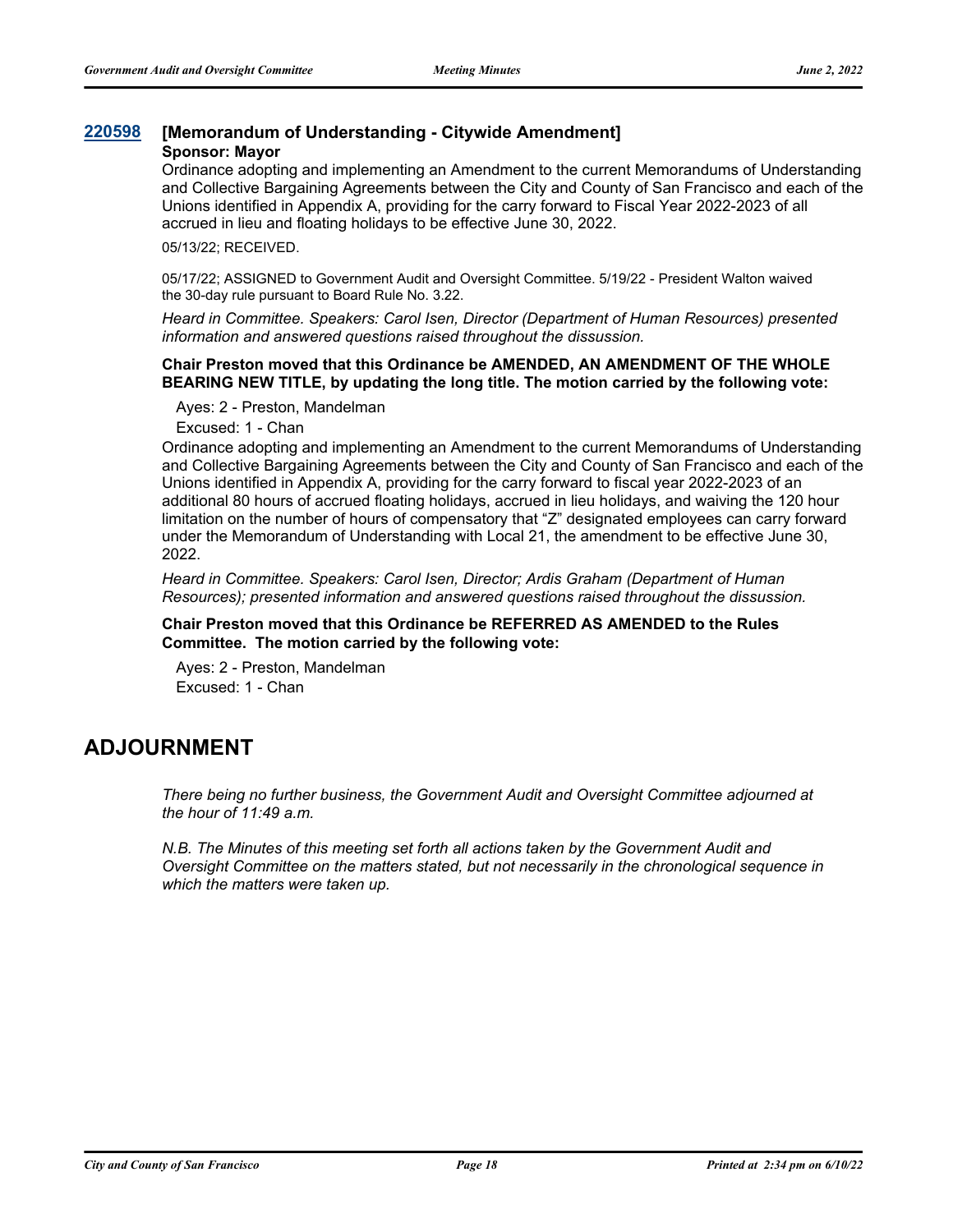### [220598](#) [Memorandum of Understanding - Citywide Amendment]

**Sponsor: Mayor**

Ordinance adopting and implementing an Amendment to the current Memorandums of Understanding and Collective Bargaining Agreements between the City and County of San Francisco and each of the Unions identified in Appendix A, providing for the carry forward to Fiscal Year 2022-2023 of all accrued in lieu and floating holidays to be effective June 30, 2022.

05/13/22; RECEIVED.

05/17/22; ASSIGNED to Government Audit and Oversight Committee. 5/19/22 - President Walton waived the 30-day rule pursuant to Board Rule No. 3.22.

*Heard in Committee. Speakers: Carol Isen, Director (Department of Human Resources) presented information and answered questions raised throughout the dissussion.*

**Chair Preston moved that this Ordinance be AMENDED, AN AMENDMENT OF THE WHOLE BEARING NEW TITLE, by updating the long title. The motion carried by the following vote:**

Ayes: 2 - Preston, Mandelman

Excused: 1 - Chan

Ordinance adopting and implementing an Amendment to the current Memorandums of Understanding and Collective Bargaining Agreements between the City and County of San Francisco and each of the Unions identified in Appendix A, providing for the carry forward to fiscal year 2022-2023 of an additional 80 hours of accrued floating holidays, accrued in lieu holidays, and waiving the 120 hour limitation on the number of hours of compensatory that "Z" designated employees can carry forward under the Memorandum of Understanding with Local 21, the amendment to be effective June 30, 2022.

*Heard in Committee. Speakers: Carol Isen, Director; Ardis Graham (Department of Human Resources); presented information and answered questions raised throughout the dissussion.*

**Chair Preston moved that this Ordinance be REFERRED AS AMENDED to the Rules Committee. The motion carried by the following vote:**

Ayes: 2 - Preston, Mandelman

Excused: 1 - Chan

## ADJOURNMENT

*There being no further business, the Government Audit and Oversight Committee adjourned at the hour of 11:49 a.m.*

*N.B. The Minutes of this meeting set forth all actions taken by the Government Audit and Oversight Committee on the matters stated, but not necessarily in the chronological sequence in which the matters were taken up.*